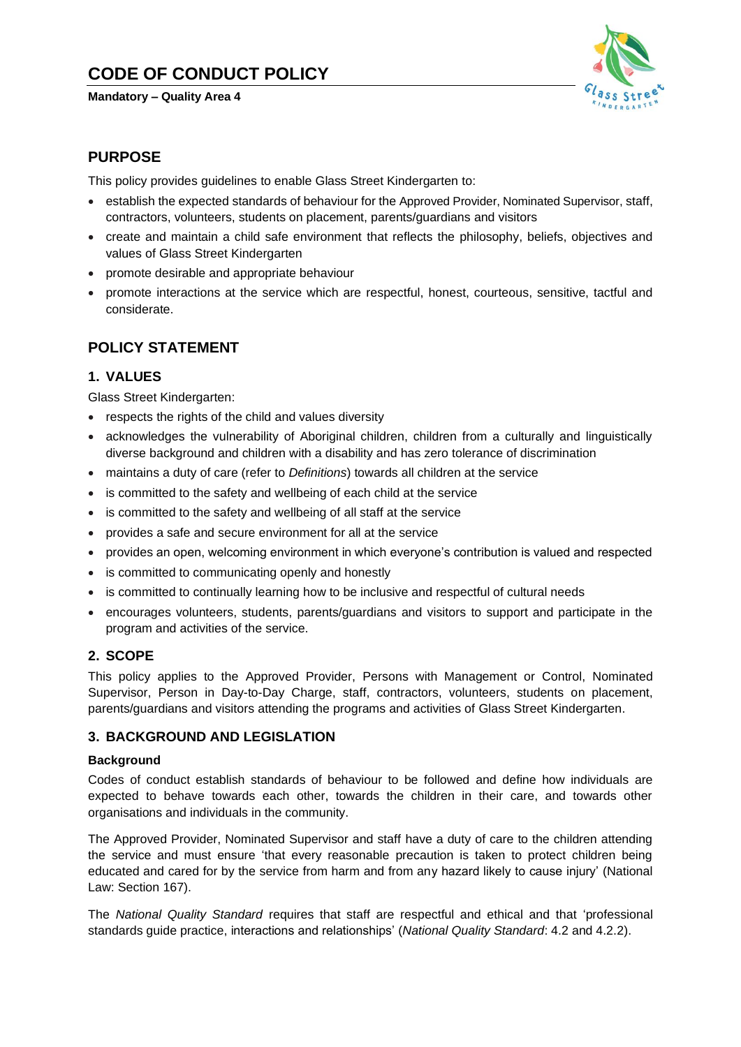# CODE OF CONDUCT POLICY

**Mandatory – Quality Area 4**

## PURPOSE

This policy provides guidelines to enable Glass Street Kindergarten to:

- establish the expected standards of behaviour for the Approved Provider, Nominated Supervisor, staff, contractors, volunteers, students on placement, parents/guardians and visitors
- create and maintain a child safe environment that reflects the philosophy, beliefs, objectives and values of Glass Street Kindergarten
- promote desirable and appropriate behaviour
- promote interactions at the service which are respectful, honest, courteous, sensitive, tactful and considerate.

## POLICY STATEMENT

### 1. VALUES

Glass Street Kindergarten:

- respects the rights of the child and values diversity
- acknowledges the vulnerability of Aboriginal children, children from a culturally and linguistically diverse background and children with a disability and has zero tolerance of discrimination
- maintains a duty of care (refer to *Definitions*) towards all children at the service
- is committed to the safety and wellbeing of each child at the service
- is committed to the safety and wellbeing of all staff at the service
- provides a safe and secure environment for all at the service
- provides an open, welcoming environment in which everyone's contribution is valued and respected
- is committed to communicating openly and honestly
- is committed to continually learning how to be inclusive and respectful of cultural needs
- encourages volunteers, students, parents/guardians and visitors to support and participate in the program and activities of the service.

### 2. SCOPE

This policy applies to the Approved Provider, Persons with Management or Control, Nominated Supervisor, Person in Day-to-Day Charge, staff, contractors, volunteers, students on placement, parents/guardians and visitors attending the programs and activities of Glass Street Kindergarten.

### 3. BACKGROUND AND LEGISLATION

**Background**

Codes of conduct establish standards of behaviour to be followed and define how individuals are expected to behave towards each other, towards the children in their care, and towards other organisations and individuals in the community.

The Approved Provider, Nominated Supervisor and staff have a duty of care to the children attending the service and must ensure 'that every reasonable precaution is taken to protect children being educated and cared for by the service from harm and from any hazard likely to cause injury' (National Law: Section 167).

The *National Quality Standard* requires that staff are respectful and ethical and that 'professional standards guide practice, interactions and relationships' (*National Quality Standard*: 4.2 and 4.2.2).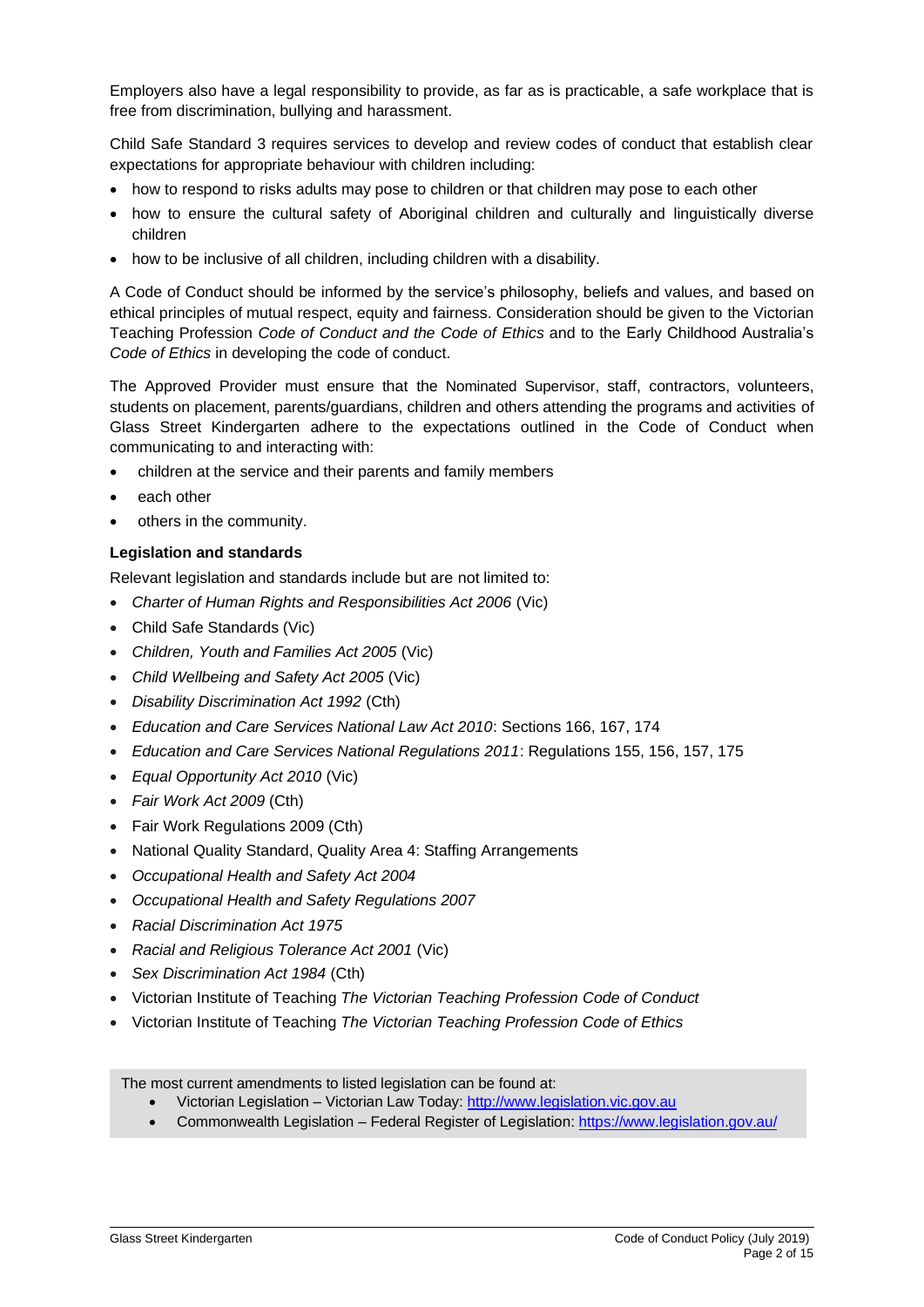Employers also have a legal responsibility to provide, as far as is practicable, a safe workplace that is free from discrimination, bullying and harassment.

Child Safe Standard 3 requires services to develop and review codes of conduct that establish clear expectations for appropriate behaviour with children including:

- how to respond to risks adults may pose to children or that children may pose to each other
- how to ensure the cultural safety of Aboriginal children and culturally and linguistically diverse children
- how to be inclusive of all children, including children with a disability.

A Code of Conduct should be informed by the service's philosophy, beliefs and values, and based on ethical principles of mutual respect, equity and fairness. Consideration should be given to the Victorian Teaching Profession *Code of Conduct and the Code of Ethics* and to the Early Childhood Australia's *Code of Ethics* in developing the code of conduct.

The Approved Provider must ensure that the Nominated Supervisor, staff, contractors, volunteers, students on placement, parents/guardians, children and others attending the programs and activities of Glass Street Kindergarten adhere to the expectations outlined in the Code of Conduct when communicating to and interacting with:

- children at the service and their parents and family members
- each other
- others in the community.

**Legislation and standards**

Relevant legislation and standards include but are not limited to:

- *Charter of Human Rights and Responsibilities Act 2006* (Vic)
- Child Safe Standards (Vic)
- *Children, Youth and Families Act 2005* (Vic)
- *Child Wellbeing and Safety Act 2005* (Vic)
- *Disability Discrimination Act 1992* (Cth)
- *Education and Care Services National Law Act 2010*: Sections 166, 167, 174
- *Education and Care Services National Regulations 2011*: Regulations 155, 156, 157, 175
- *Equal Opportunity Act 2010* (Vic)
- *Fair Work Act 2009* (Cth)
- Fair Work Regulations 2009 (Cth)
- National Quality Standard, Quality Area 4: Staffing Arrangements
- *Occupational Health and Safety Act 2004*
- *Occupational Health and Safety Regulations 2007*
- *Racial Discrimination Act 1975*
- *Racial and Religious Tolerance Act 2001* (Vic)
- *Sex Discrimination Act 1984* (Cth)
- Victorian Institute of Teaching *The Victorian Teaching Profession Code of Conduct*
- Victorian Institute of Teaching *The Victorian Teaching Profession Code of Ethics*

The most current amendments to listed legislation can be found at:

- Victorian Legislation – Victorian Law Today: http://www.legislation.vic.gov.au
- Commonwealth Legislation – Federal Register of Legislation: https://www.legislation.gov.au/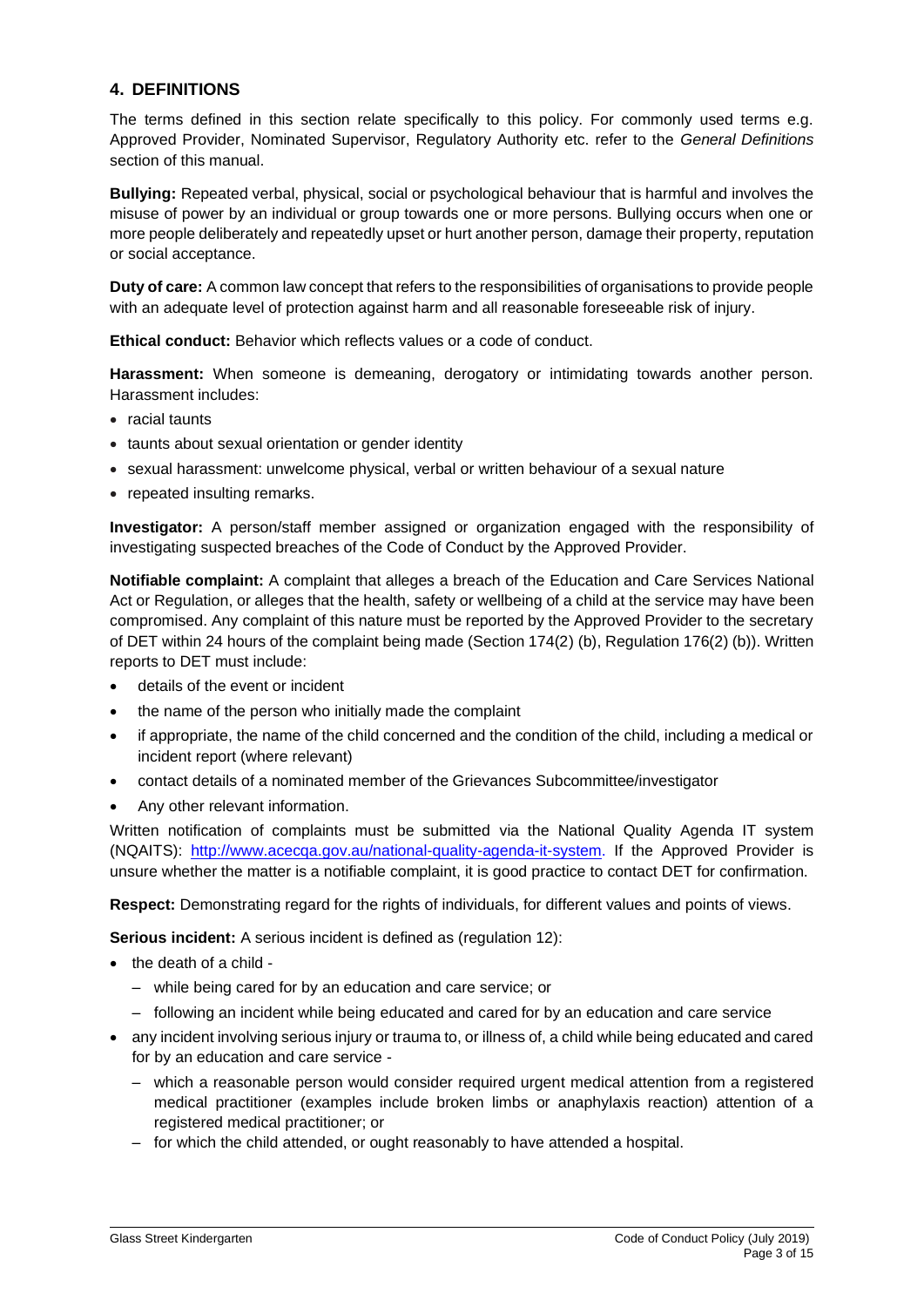## 4. DEFINITIONS

The terms defined in this section relate specifically to this policy. For commonly used terms e.g. Approved Provider, Nominated Supervisor, Regulatory Authority etc. refer to the *General Definitions* section of this manual.

**Bullying:** Repeated verbal, physical, social or psychological behaviour that is harmful and involves the misuse of power by an individual or group towards one or more persons. Bullying occurs when one or more people deliberately and repeatedly upset or hurt another person, damage their property, reputation or social acceptance.

**Duty of care:** A common law concept that refers to the responsibilities of organisations to provide people with an adequate level of protection against harm and all reasonable foreseeable risk of injury.

**Ethical conduct:** Behavior which reflects values or a code of conduct.

**Harassment:** When someone is demeaning, derogatory or intimidating towards another person. Harassment includes:

- racial taunts
- taunts about sexual orientation or gender identity
- sexual harassment: unwelcome physical, verbal or written behaviour of a sexual nature
- repeated insulting remarks.

**Investigator:** A person/staff member assigned or organization engaged with the responsibility of investigating suspected breaches of the Code of Conduct by the Approved Provider.

**Notifiable complaint:** A complaint that alleges a breach of the Education and Care Services National Act or Regulation, or alleges that the health, safety or wellbeing of a child at the service may have been compromised. Any complaint of this nature must be reported by the Approved Provider to the secretary of DET within 24 hours of the complaint being made (Section 174(2) (b), Regulation 176(2) (b)). Written reports to DET must include:

- details of the event or incident
- the name of the person who initially made the complaint
- if appropriate, the name of the child concerned and the condition of the child, including a medical or incident report (where relevant)
- contact details of a nominated member of the Grievances Subcommittee/investigator
- Any other relevant information.

Written notification of complaints must be submitted via the National Quality Agenda IT system (NQAITS): http://www.acecqa.gov.au/national-quality-agenda-it-system. If the Approved Provider is unsure whether the matter is a notifiable complaint, it is good practice to contact DET for confirmation.

**Respect:** Demonstrating regard for the rights of individuals, for different values and points of views.

**Serious incident:** A serious incident is defined as (regulation 12):

- the death of a child -
  - while being cared for by an education and care service; or
  - following an incident while being educated and cared for by an education and care service
- any incident involving serious injury or trauma to, or illness of, a child while being educated and cared for by an education and care service -
  - which a reasonable person would consider required urgent medical attention from a registered medical practitioner (examples include broken limbs or anaphylaxis reaction) attention of a registered medical practitioner; or
  - for which the child attended, or ought reasonably to have attended a hospital.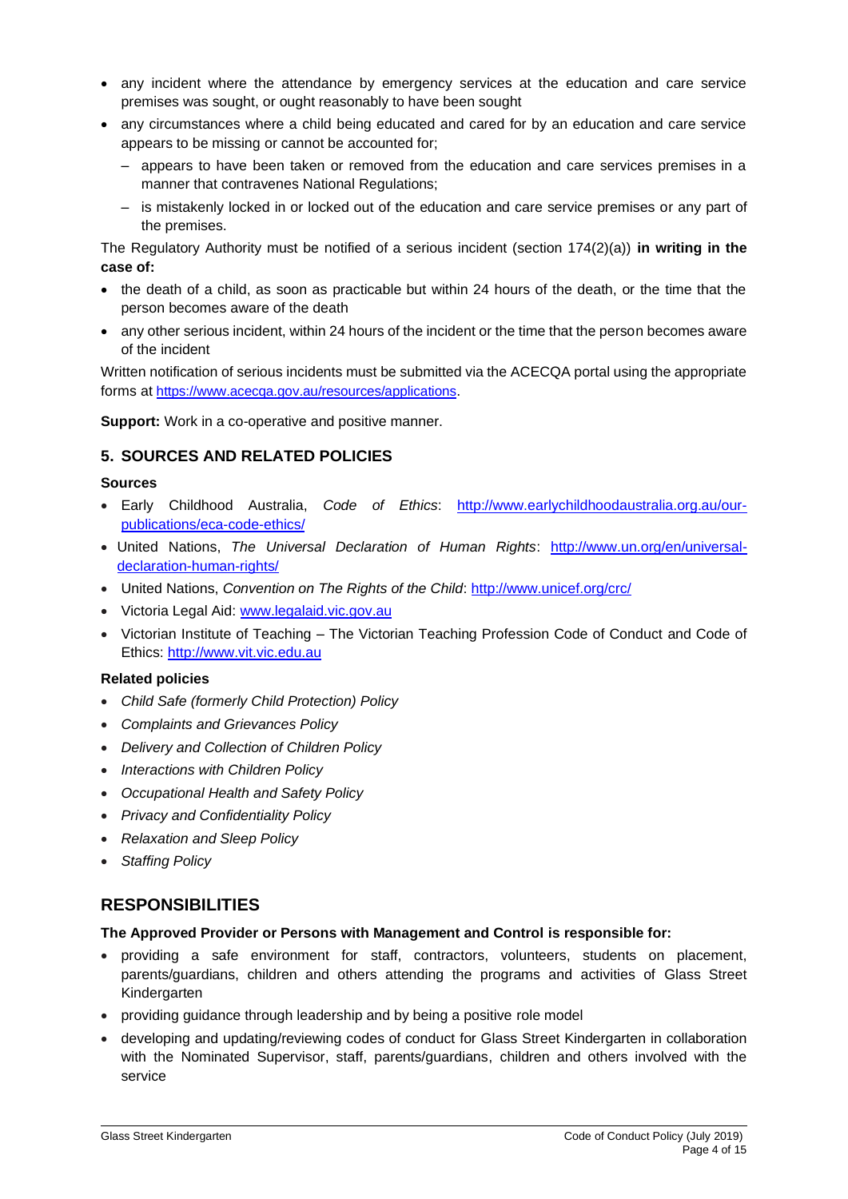- any incident where the attendance by emergency services at the education and care service premises was sought, or ought reasonably to have been sought
- any circumstances where a child being educated and cared for by an education and care service appears to be missing or cannot be accounted for;
  - appears to have been taken or removed from the education and care services premises in a manner that contravenes National Regulations;
  - is mistakenly locked in or locked out of the education and care service premises or any part of the premises.

The Regulatory Authority must be notified of a serious incident (section 174(2)(a)) **in writing in the case of:**

- the death of a child, as soon as practicable but within 24 hours of the death, or the time that the person becomes aware of the death
- any other serious incident, within 24 hours of the incident or the time that the person becomes aware of the incident

Written notification of serious incidents must be submitted via the ACECQA portal using the appropriate forms at https://www.acecqa.gov.au/resources/applications.

**Support:** Work in a co-operative and positive manner.

## 5. SOURCES AND RELATED POLICIES

### Sources

- Early Childhood Australia, *Code of Ethics*: http://www.earlychildhoodaustralia.org.au/our-publications/eca-code-ethics/
- United Nations, *The Universal Declaration of Human Rights*: http://www.un.org/en/universal-declaration-human-rights/
- United Nations, *Convention on The Rights of the Child*: http://www.unicef.org/crc/
- Victoria Legal Aid: www.legalaid.vic.gov.au
- Victorian Institute of Teaching – The Victorian Teaching Profession Code of Conduct and Code of Ethics: http://www.vit.vic.edu.au

### Related policies

- *Child Safe (formerly Child Protection) Policy*
- *Complaints and Grievances Policy*
- *Delivery and Collection of Children Policy*
- *Interactions with Children Policy*
- *Occupational Health and Safety Policy*
- *Privacy and Confidentiality Policy*
- *Relaxation and Sleep Policy*
- *Staffing Policy*

# RESPONSIBILITIES

**The Approved Provider or Persons with Management and Control is responsible for:**

- providing a safe environment for staff, contractors, volunteers, students on placement, parents/guardians, children and others attending the programs and activities of Glass Street Kindergarten
- providing guidance through leadership and by being a positive role model
- developing and updating/reviewing codes of conduct for Glass Street Kindergarten in collaboration with the Nominated Supervisor, staff, parents/guardians, children and others involved with the service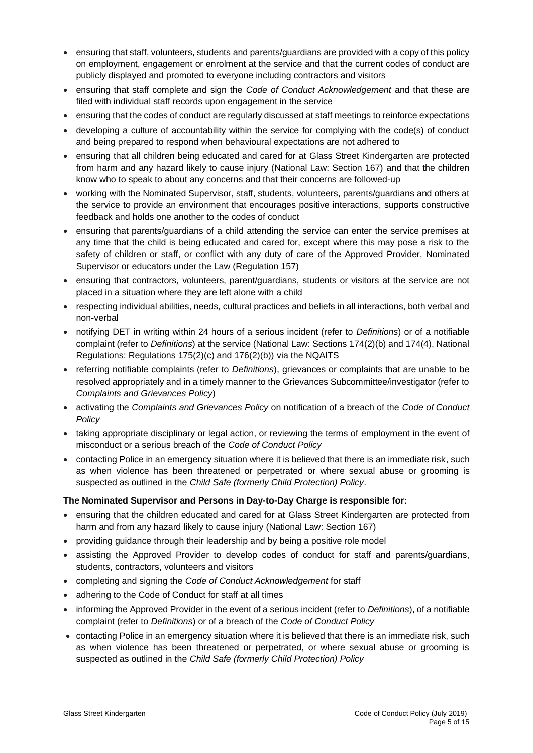- ensuring that staff, volunteers, students and parents/guardians are provided with a copy of this policy on employment, engagement or enrolment at the service and that the current codes of conduct are publicly displayed and promoted to everyone including contractors and visitors
- ensuring that staff complete and sign the *Code of Conduct Acknowledgement* and that these are filed with individual staff records upon engagement in the service
- ensuring that the codes of conduct are regularly discussed at staff meetings to reinforce expectations
- developing a culture of accountability within the service for complying with the code(s) of conduct and being prepared to respond when behavioural expectations are not adhered to
- ensuring that all children being educated and cared for at Glass Street Kindergarten are protected from harm and any hazard likely to cause injury (National Law: Section 167) and that the children know who to speak to about any concerns and that their concerns are followed-up
- working with the Nominated Supervisor, staff, students, volunteers, parents/guardians and others at the service to provide an environment that encourages positive interactions, supports constructive feedback and holds one another to the codes of conduct
- ensuring that parents/guardians of a child attending the service can enter the service premises at any time that the child is being educated and cared for, except where this may pose a risk to the safety of children or staff, or conflict with any duty of care of the Approved Provider, Nominated Supervisor or educators under the Law (Regulation 157)
- ensuring that contractors, volunteers, parent/guardians, students or visitors at the service are not placed in a situation where they are left alone with a child
- respecting individual abilities, needs, cultural practices and beliefs in all interactions, both verbal and non-verbal
- notifying DET in writing within 24 hours of a serious incident (refer to *Definitions*) or of a notifiable complaint (refer to *Definitions*) at the service (National Law: Sections 174(2)(b) and 174(4), National Regulations: Regulations 175(2)(c) and 176(2)(b)) via the NQAITS
- referring notifiable complaints (refer to *Definitions*), grievances or complaints that are unable to be resolved appropriately and in a timely manner to the Grievances Subcommittee/investigator (refer to *Complaints and Grievances Policy*)
- activating the *Complaints and Grievances Policy* on notification of a breach of the *Code of Conduct Policy*
- taking appropriate disciplinary or legal action, or reviewing the terms of employment in the event of misconduct or a serious breach of the *Code of Conduct Policy*
- contacting Police in an emergency situation where it is believed that there is an immediate risk, such as when violence has been threatened or perpetrated or where sexual abuse or grooming is suspected as outlined in the *Child Safe (formerly Child Protection) Policy*.

**The Nominated Supervisor and Persons in Day-to-Day Charge is responsible for:**

- ensuring that the children educated and cared for at Glass Street Kindergarten are protected from harm and from any hazard likely to cause injury (National Law: Section 167)
- providing guidance through their leadership and by being a positive role model
- assisting the Approved Provider to develop codes of conduct for staff and parents/guardians, students, contractors, volunteers and visitors
- completing and signing the *Code of Conduct Acknowledgement* for staff
- adhering to the Code of Conduct for staff at all times
- informing the Approved Provider in the event of a serious incident (refer to *Definitions*), of a notifiable complaint (refer to *Definitions*) or of a breach of the *Code of Conduct Policy*
- contacting Police in an emergency situation where it is believed that there is an immediate risk, such as when violence has been threatened or perpetrated, or where sexual abuse or grooming is suspected as outlined in the *Child Safe (formerly Child Protection) Policy*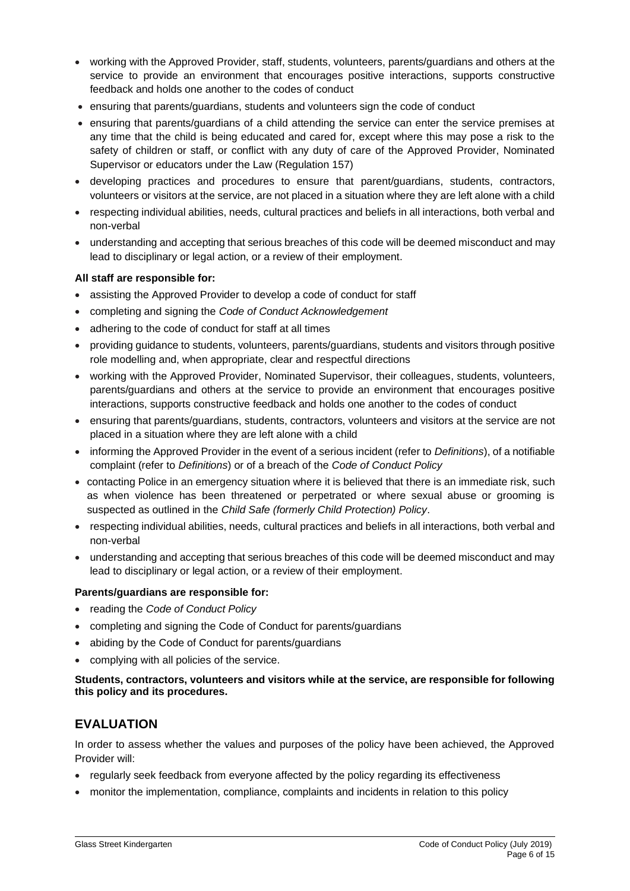- working with the Approved Provider, staff, students, volunteers, parents/guardians and others at the service to provide an environment that encourages positive interactions, supports constructive feedback and holds one another to the codes of conduct
- ensuring that parents/guardians, students and volunteers sign the code of conduct
- ensuring that parents/guardians of a child attending the service can enter the service premises at any time that the child is being educated and cared for, except where this may pose a risk to the safety of children or staff, or conflict with any duty of care of the Approved Provider, Nominated Supervisor or educators under the Law (Regulation 157)
- developing practices and procedures to ensure that parent/guardians, students, contractors, volunteers or visitors at the service, are not placed in a situation where they are left alone with a child
- respecting individual abilities, needs, cultural practices and beliefs in all interactions, both verbal and non-verbal
- understanding and accepting that serious breaches of this code will be deemed misconduct and may lead to disciplinary or legal action, or a review of their employment.

**All staff are responsible for:**

- assisting the Approved Provider to develop a code of conduct for staff
- completing and signing the *Code of Conduct Acknowledgement*
- adhering to the code of conduct for staff at all times
- providing guidance to students, volunteers, parents/guardians, students and visitors through positive role modelling and, when appropriate, clear and respectful directions
- working with the Approved Provider, Nominated Supervisor, their colleagues, students, volunteers, parents/guardians and others at the service to provide an environment that encourages positive interactions, supports constructive feedback and holds one another to the codes of conduct
- ensuring that parents/guardians, students, contractors, volunteers and visitors at the service are not placed in a situation where they are left alone with a child
- informing the Approved Provider in the event of a serious incident (refer to *Definitions*), of a notifiable complaint (refer to *Definitions*) or of a breach of the *Code of Conduct Policy*
- contacting Police in an emergency situation where it is believed that there is an immediate risk, such as when violence has been threatened or perpetrated or where sexual abuse or grooming is suspected as outlined in the *Child Safe (formerly Child Protection) Policy*.
- respecting individual abilities, needs, cultural practices and beliefs in all interactions, both verbal and non-verbal
- understanding and accepting that serious breaches of this code will be deemed misconduct and may lead to disciplinary or legal action, or a review of their employment.

**Parents/guardians are responsible for:**

- reading the *Code of Conduct Policy*
- completing and signing the Code of Conduct for parents/guardians
- abiding by the Code of Conduct for parents/guardians
- complying with all policies of the service.

**Students, contractors, volunteers and visitors while at the service, are responsible for following this policy and its procedures.**

## EVALUATION

In order to assess whether the values and purposes of the policy have been achieved, the Approved Provider will:

- regularly seek feedback from everyone affected by the policy regarding its effectiveness
- monitor the implementation, compliance, complaints and incidents in relation to this policy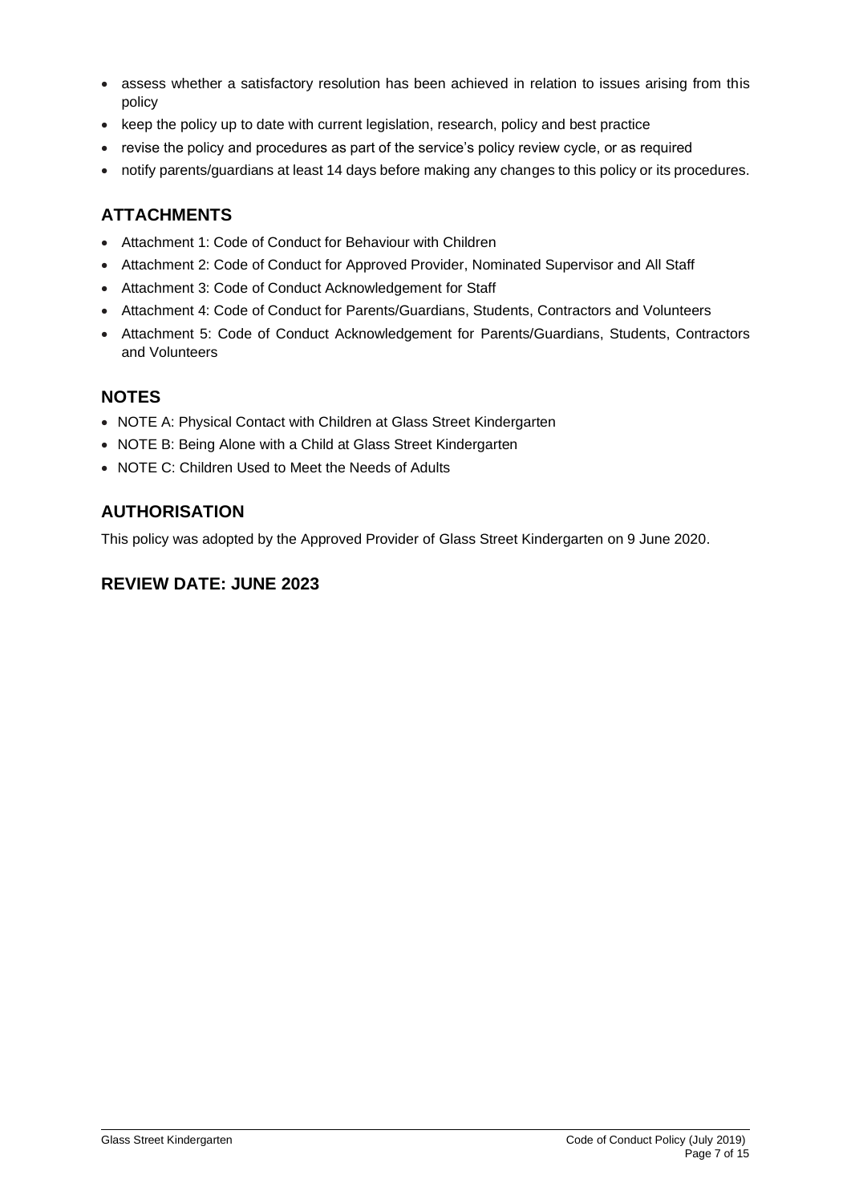- assess whether a satisfactory resolution has been achieved in relation to issues arising from this policy
- keep the policy up to date with current legislation, research, policy and best practice
- revise the policy and procedures as part of the service's policy review cycle, or as required
- notify parents/guardians at least 14 days before making any changes to this policy or its procedures.

## ATTACHMENTS

- Attachment 1: Code of Conduct for Behaviour with Children
- Attachment 2: Code of Conduct for Approved Provider, Nominated Supervisor and All Staff
- Attachment 3: Code of Conduct Acknowledgement for Staff
- Attachment 4: Code of Conduct for Parents/Guardians, Students, Contractors and Volunteers
- Attachment 5: Code of Conduct Acknowledgement for Parents/Guardians, Students, Contractors and Volunteers

## NOTES

- NOTE A: Physical Contact with Children at Glass Street Kindergarten
- NOTE B: Being Alone with a Child at Glass Street Kindergarten
- NOTE C: Children Used to Meet the Needs of Adults

## AUTHORISATION

This policy was adopted by the Approved Provider of Glass Street Kindergarten on 9 June 2020.

## REVIEW DATE: JUNE 2023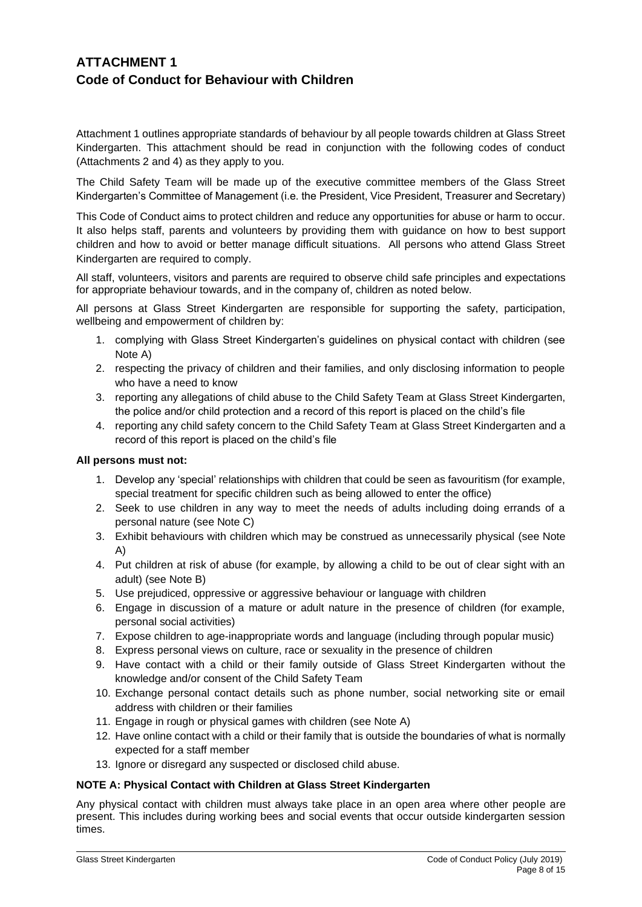# ATTACHMENT 1
## Code of Conduct for Behaviour with Children

Attachment 1 outlines appropriate standards of behaviour by all people towards children at Glass Street Kindergarten. This attachment should be read in conjunction with the following codes of conduct (Attachments 2 and 4) as they apply to you.

The Child Safety Team will be made up of the executive committee members of the Glass Street Kindergarten's Committee of Management (i.e. the President, Vice President, Treasurer and Secretary)

This Code of Conduct aims to protect children and reduce any opportunities for abuse or harm to occur. It also helps staff, parents and volunteers by providing them with guidance on how to best support children and how to avoid or better manage difficult situations. All persons who attend Glass Street Kindergarten are required to comply.

All staff, volunteers, visitors and parents are required to observe child safe principles and expectations for appropriate behaviour towards, and in the company of, children as noted below.

All persons at Glass Street Kindergarten are responsible for supporting the safety, participation, wellbeing and empowerment of children by:

1. complying with Glass Street Kindergarten's guidelines on physical contact with children (see Note A)
2. respecting the privacy of children and their families, and only disclosing information to people who have a need to know
3. reporting any allegations of child abuse to the Child Safety Team at Glass Street Kindergarten, the police and/or child protection and a record of this report is placed on the child's file
4. reporting any child safety concern to the Child Safety Team at Glass Street Kindergarten and a record of this report is placed on the child's file

**All persons must not:**

1. Develop any 'special' relationships with children that could be seen as favouritism (for example, special treatment for specific children such as being allowed to enter the office)
2. Seek to use children in any way to meet the needs of adults including doing errands of a personal nature (see Note C)
3. Exhibit behaviours with children which may be construed as unnecessarily physical (see Note A)
4. Put children at risk of abuse (for example, by allowing a child to be out of clear sight with an adult) (see Note B)
5. Use prejudiced, oppressive or aggressive behaviour or language with children
6. Engage in discussion of a mature or adult nature in the presence of children (for example, personal social activities)
7. Expose children to age-inappropriate words and language (including through popular music)
8. Express personal views on culture, race or sexuality in the presence of children
9. Have contact with a child or their family outside of Glass Street Kindergarten without the knowledge and/or consent of the Child Safety Team
10. Exchange personal contact details such as phone number, social networking site or email address with children or their families
11. Engage in rough or physical games with children (see Note A)
12. Have online contact with a child or their family that is outside the boundaries of what is normally expected for a staff member
13. Ignore or disregard any suspected or disclosed child abuse.

**NOTE A: Physical Contact with Children at Glass Street Kindergarten**

Any physical contact with children must always take place in an open area where other people are present. This includes during working bees and social events that occur outside kindergarten session times.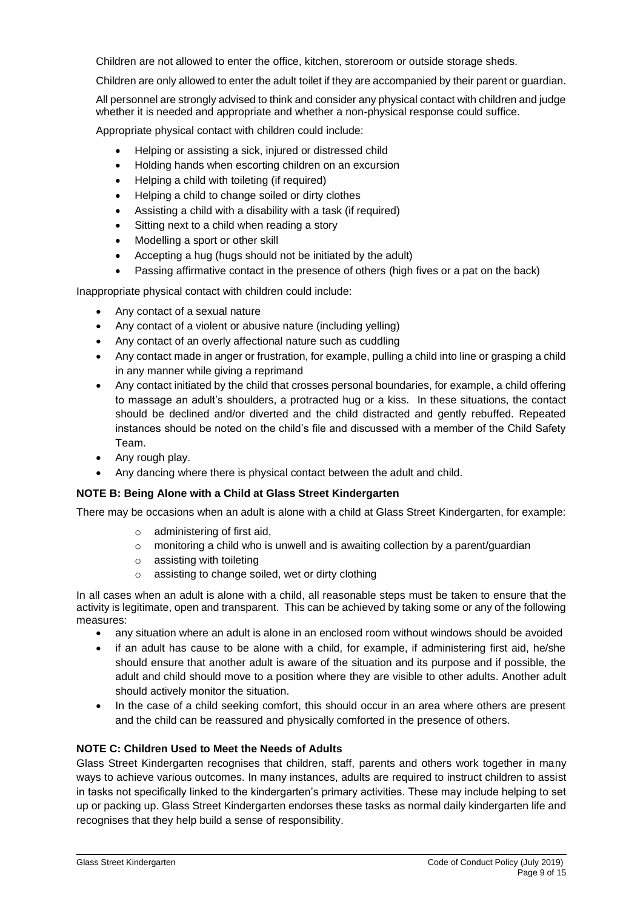Children are not allowed to enter the office, kitchen, storeroom or outside storage sheds.

Children are only allowed to enter the adult toilet if they are accompanied by their parent or guardian.

All personnel are strongly advised to think and consider any physical contact with children and judge whether it is needed and appropriate and whether a non-physical response could suffice.

Appropriate physical contact with children could include:

- Helping or assisting a sick, injured or distressed child
- Holding hands when escorting children on an excursion
- Helping a child with toileting (if required)
- Helping a child to change soiled or dirty clothes
- Assisting a child with a disability with a task (if required)
- Sitting next to a child when reading a story
- Modelling a sport or other skill
- Accepting a hug (hugs should not be initiated by the adult)
- Passing affirmative contact in the presence of others (high fives or a pat on the back)

Inappropriate physical contact with children could include:

- Any contact of a sexual nature
- Any contact of a violent or abusive nature (including yelling)
- Any contact of an overly affectional nature such as cuddling
- Any contact made in anger or frustration, for example, pulling a child into line or grasping a child in any manner while giving a reprimand
- Any contact initiated by the child that crosses personal boundaries, for example, a child offering to massage an adult's shoulders, a protracted hug or a kiss. In these situations, the contact should be declined and/or diverted and the child distracted and gently rebuffed. Repeated instances should be noted on the child's file and discussed with a member of the Child Safety Team.
- Any rough play.
- Any dancing where there is physical contact between the adult and child.

**NOTE B: Being Alone with a Child at Glass Street Kindergarten**

There may be occasions when an adult is alone with a child at Glass Street Kindergarten, for example:

- administering of first aid,
- monitoring a child who is unwell and is awaiting collection by a parent/guardian
- assisting with toileting
- assisting to change soiled, wet or dirty clothing

In all cases when an adult is alone with a child, all reasonable steps must be taken to ensure that the activity is legitimate, open and transparent. This can be achieved by taking some or any of the following measures:

- any situation where an adult is alone in an enclosed room without windows should be avoided
- if an adult has cause to be alone with a child, for example, if administering first aid, he/she should ensure that another adult is aware of the situation and its purpose and if possible, the adult and child should move to a position where they are visible to other adults. Another adult should actively monitor the situation.
- In the case of a child seeking comfort, this should occur in an area where others are present and the child can be reassured and physically comforted in the presence of others.

**NOTE C: Children Used to Meet the Needs of Adults**

Glass Street Kindergarten recognises that children, staff, parents and others work together in many ways to achieve various outcomes. In many instances, adults are required to instruct children to assist in tasks not specifically linked to the kindergarten's primary activities. These may include helping to set up or packing up. Glass Street Kindergarten endorses these tasks as normal daily kindergarten life and recognises that they help build a sense of responsibility.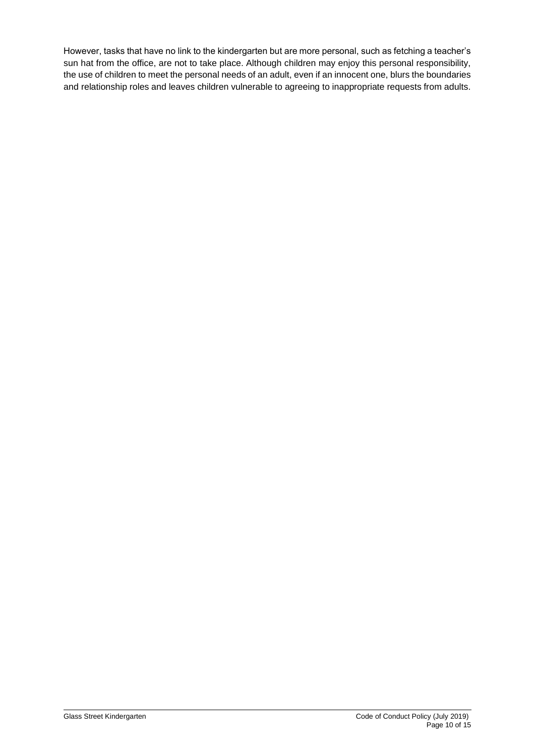However, tasks that have no link to the kindergarten but are more personal, such as fetching a teacher's sun hat from the office, are not to take place. Although children may enjoy this personal responsibility, the use of children to meet the personal needs of an adult, even if an innocent one, blurs the boundaries and relationship roles and leaves children vulnerable to agreeing to inappropriate requests from adults.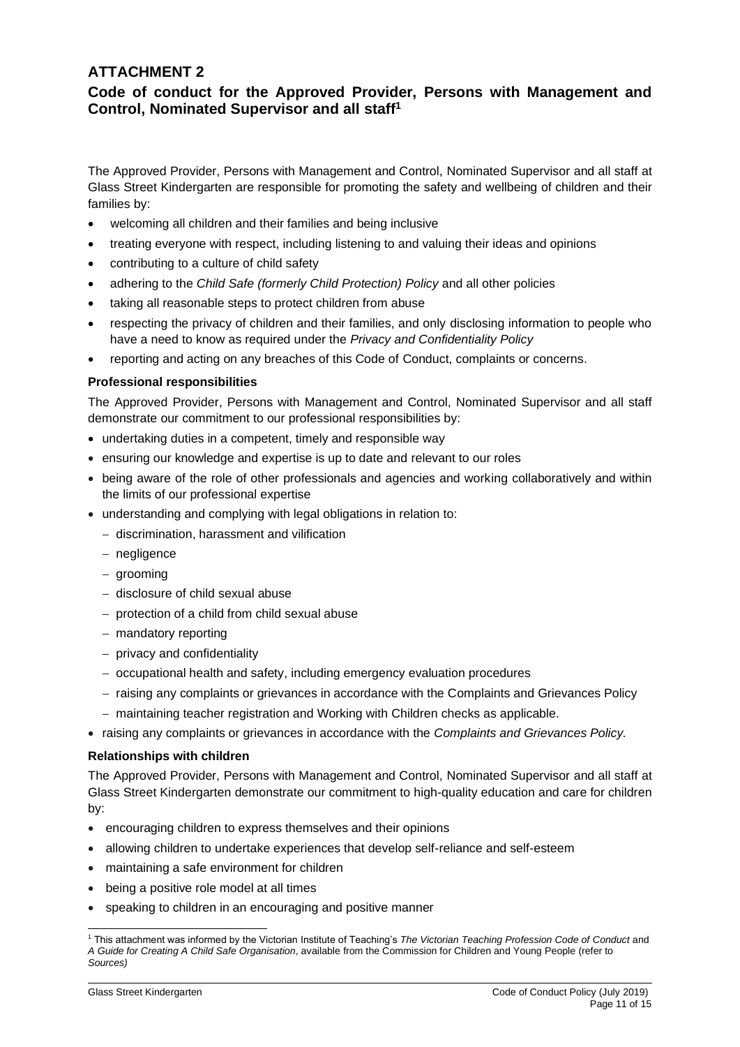# ATTACHMENT 2

## Code of conduct for the Approved Provider, Persons with Management and Control, Nominated Supervisor and all staff[1]

The Approved Provider, Persons with Management and Control, Nominated Supervisor and all staff at Glass Street Kindergarten are responsible for promoting the safety and wellbeing of children and their families by:

- welcoming all children and their families and being inclusive
- treating everyone with respect, including listening to and valuing their ideas and opinions
- contributing to a culture of child safety
- adhering to the *Child Safe (formerly Child Protection) Policy* and all other policies
- taking all reasonable steps to protect children from abuse
- respecting the privacy of children and their families, and only disclosing information to people who have a need to know as required under the *Privacy and Confidentiality Policy*
- reporting and acting on any breaches of this Code of Conduct, complaints or concerns.

**Professional responsibilities**

The Approved Provider, Persons with Management and Control, Nominated Supervisor and all staff demonstrate our commitment to our professional responsibilities by:

- undertaking duties in a competent, timely and responsible way
- ensuring our knowledge and expertise is up to date and relevant to our roles
- being aware of the role of other professionals and agencies and working collaboratively and within the limits of our professional expertise
- understanding and complying with legal obligations in relation to:
  - discrimination, harassment and vilification
  - negligence
  - grooming
  - disclosure of child sexual abuse
  - protection of a child from child sexual abuse
  - mandatory reporting
  - privacy and confidentiality
  - occupational health and safety, including emergency evaluation procedures
  - raising any complaints or grievances in accordance with the Complaints and Grievances Policy
  - maintaining teacher registration and Working with Children checks as applicable.
- raising any complaints or grievances in accordance with the *Complaints and Grievances Policy.*

**Relationships with children**

The Approved Provider, Persons with Management and Control, Nominated Supervisor and all staff at Glass Street Kindergarten demonstrate our commitment to high-quality education and care for children by:

- encouraging children to express themselves and their opinions
- allowing children to undertake experiences that develop self-reliance and self-esteem
- maintaining a safe environment for children
- being a positive role model at all times
- speaking to children in an encouraging and positive manner

[1] This attachment was informed by the Victorian Institute of Teaching's *The Victorian Teaching Profession Code of Conduct* and *A Guide for Creating A Child Safe Organisation*, available from the Commission for Children and Young People (refer to *Sources)*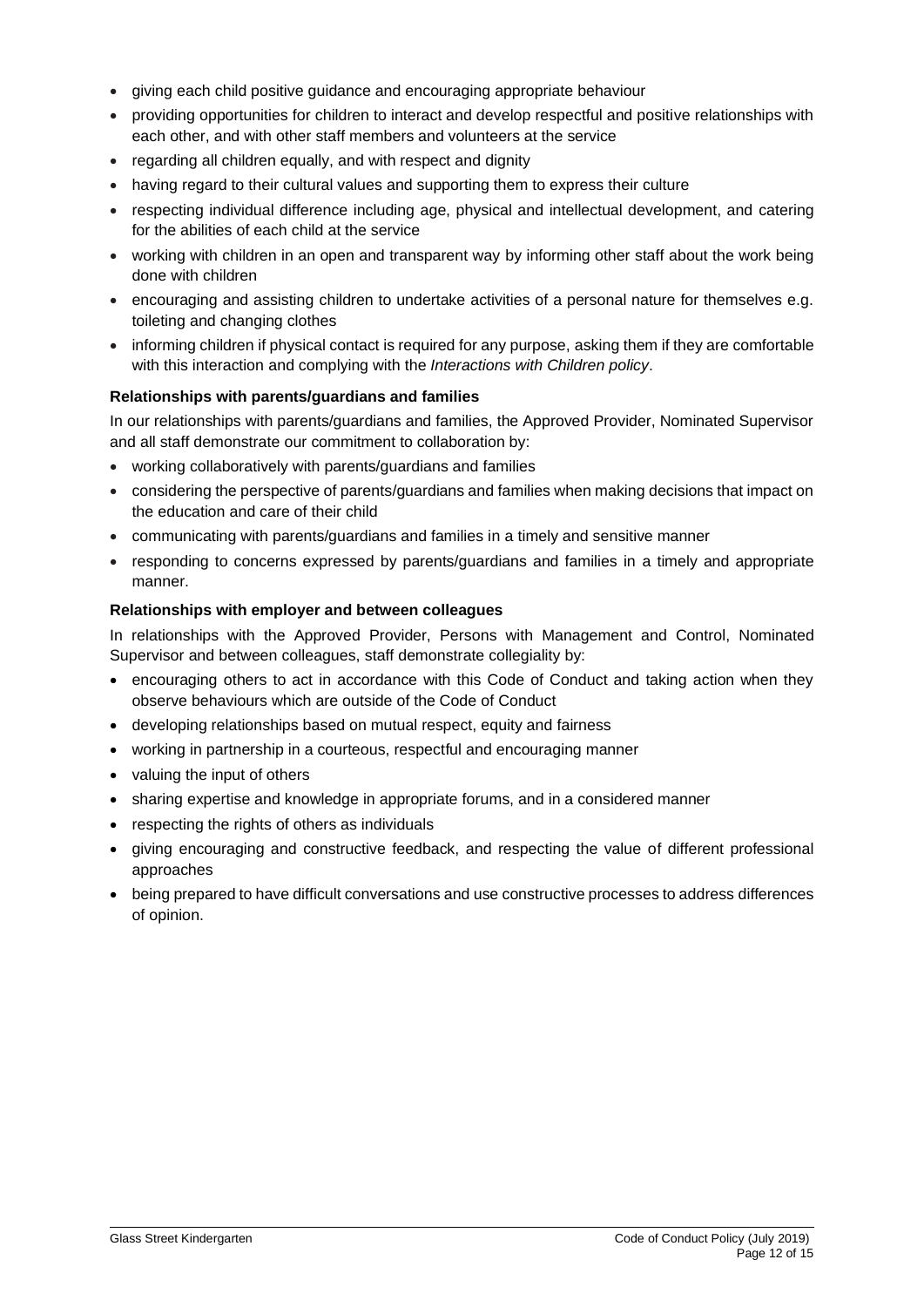- giving each child positive guidance and encouraging appropriate behaviour
- providing opportunities for children to interact and develop respectful and positive relationships with each other, and with other staff members and volunteers at the service
- regarding all children equally, and with respect and dignity
- having regard to their cultural values and supporting them to express their culture
- respecting individual difference including age, physical and intellectual development, and catering for the abilities of each child at the service
- working with children in an open and transparent way by informing other staff about the work being done with children
- encouraging and assisting children to undertake activities of a personal nature for themselves e.g. toileting and changing clothes
- informing children if physical contact is required for any purpose, asking them if they are comfortable with this interaction and complying with the *Interactions with Children policy*.

**Relationships with parents/guardians and families**

In our relationships with parents/guardians and families, the Approved Provider, Nominated Supervisor and all staff demonstrate our commitment to collaboration by:

- working collaboratively with parents/guardians and families
- considering the perspective of parents/guardians and families when making decisions that impact on the education and care of their child
- communicating with parents/guardians and families in a timely and sensitive manner
- responding to concerns expressed by parents/guardians and families in a timely and appropriate manner.

**Relationships with employer and between colleagues**

In relationships with the Approved Provider, Persons with Management and Control, Nominated Supervisor and between colleagues, staff demonstrate collegiality by:

- encouraging others to act in accordance with this Code of Conduct and taking action when they observe behaviours which are outside of the Code of Conduct
- developing relationships based on mutual respect, equity and fairness
- working in partnership in a courteous, respectful and encouraging manner
- valuing the input of others
- sharing expertise and knowledge in appropriate forums, and in a considered manner
- respecting the rights of others as individuals
- giving encouraging and constructive feedback, and respecting the value of different professional approaches
- being prepared to have difficult conversations and use constructive processes to address differences of opinion.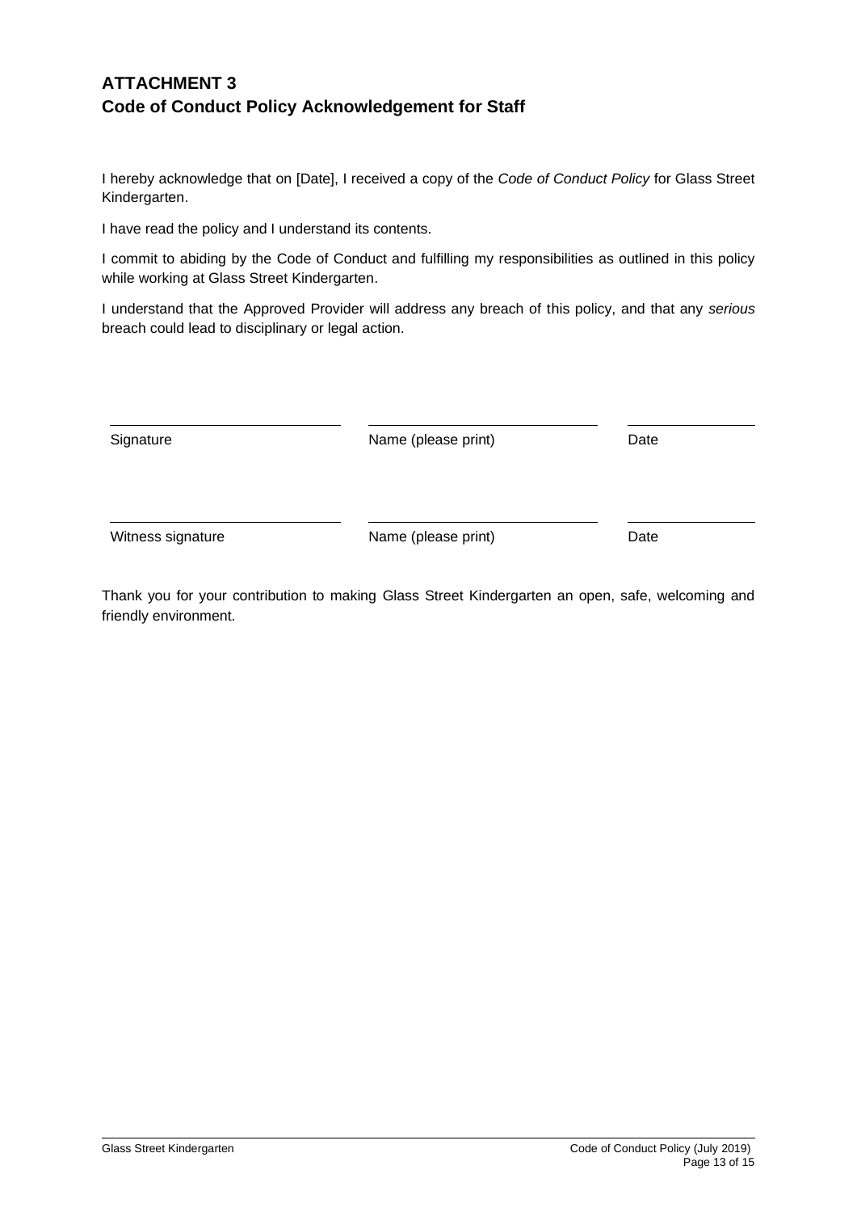## ATTACHMENT 3
## Code of Conduct Policy Acknowledgement for Staff

I hereby acknowledge that on [Date], I received a copy of the *Code of Conduct Policy* for Glass Street Kindergarten.

I have read the policy and I understand its contents.

I commit to abiding by the Code of Conduct and fulfilling my responsibilities as outlined in this policy while working at Glass Street Kindergarten.

I understand that the Approved Provider will address any breach of this policy, and that any *serious* breach could lead to disciplinary or legal action.

| | | |
|---|---|---|
| Signature | Name (please print) | Date |
| Witness signature | Name (please print) | Date |

Thank you for your contribution to making Glass Street Kindergarten an open, safe, welcoming and friendly environment.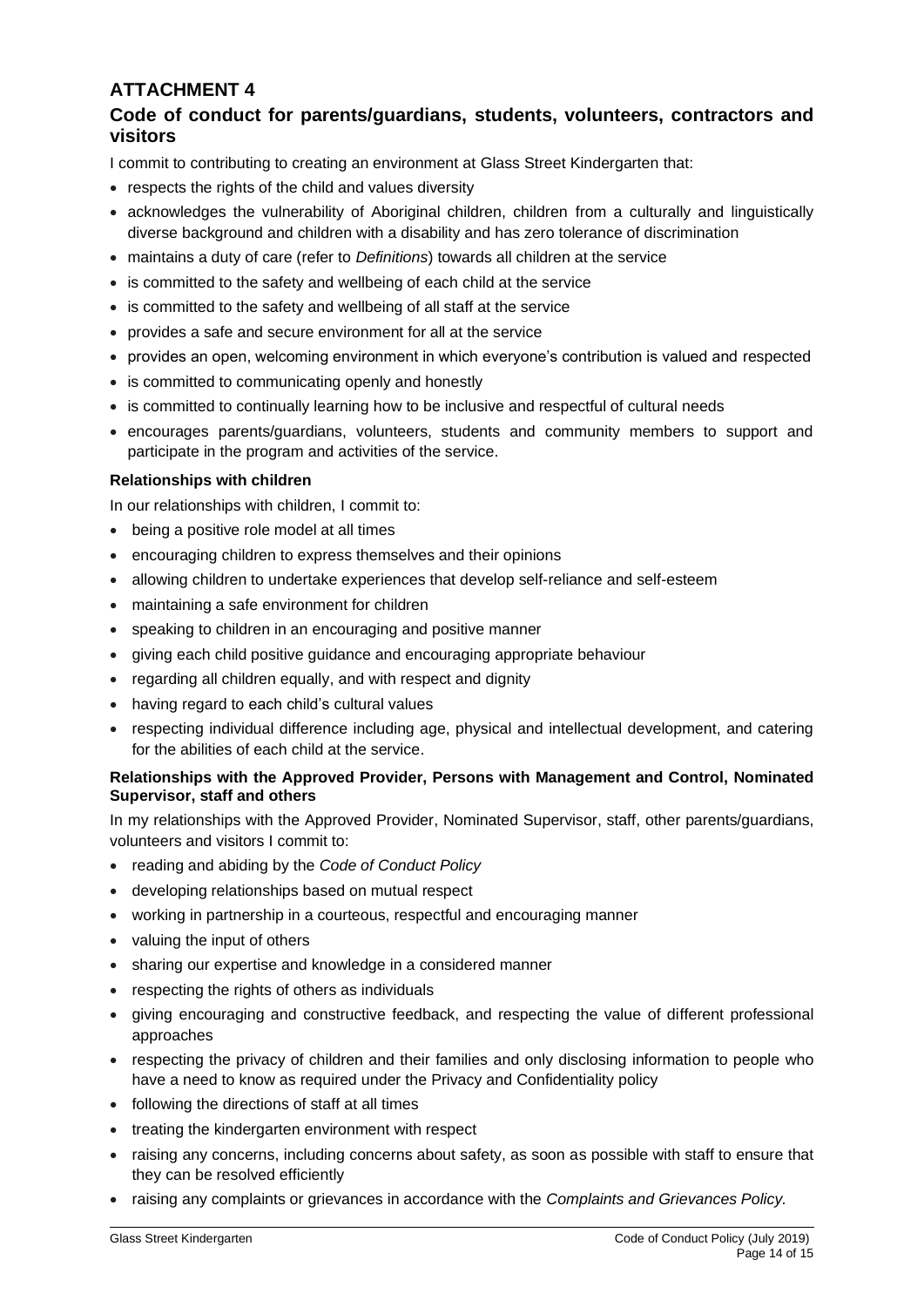# ATTACHMENT 4

## Code of conduct for parents/guardians, students, volunteers, contractors and visitors

I commit to contributing to creating an environment at Glass Street Kindergarten that:

- respects the rights of the child and values diversity
- acknowledges the vulnerability of Aboriginal children, children from a culturally and linguistically diverse background and children with a disability and has zero tolerance of discrimination
- maintains a duty of care (refer to *Definitions*) towards all children at the service
- is committed to the safety and wellbeing of each child at the service
- is committed to the safety and wellbeing of all staff at the service
- provides a safe and secure environment for all at the service
- provides an open, welcoming environment in which everyone's contribution is valued and respected
- is committed to communicating openly and honestly
- is committed to continually learning how to be inclusive and respectful of cultural needs
- encourages parents/guardians, volunteers, students and community members to support and participate in the program and activities of the service.

**Relationships with children**

In our relationships with children, I commit to:

- being a positive role model at all times
- encouraging children to express themselves and their opinions
- allowing children to undertake experiences that develop self-reliance and self-esteem
- maintaining a safe environment for children
- speaking to children in an encouraging and positive manner
- giving each child positive guidance and encouraging appropriate behaviour
- regarding all children equally, and with respect and dignity
- having regard to each child's cultural values
- respecting individual difference including age, physical and intellectual development, and catering for the abilities of each child at the service.

**Relationships with the Approved Provider, Persons with Management and Control, Nominated Supervisor, staff and others**

In my relationships with the Approved Provider, Nominated Supervisor, staff, other parents/guardians, volunteers and visitors I commit to:

- reading and abiding by the *Code of Conduct Policy*
- developing relationships based on mutual respect
- working in partnership in a courteous, respectful and encouraging manner
- valuing the input of others
- sharing our expertise and knowledge in a considered manner
- respecting the rights of others as individuals
- giving encouraging and constructive feedback, and respecting the value of different professional approaches
- respecting the privacy of children and their families and only disclosing information to people who have a need to know as required under the Privacy and Confidentiality policy
- following the directions of staff at all times
- treating the kindergarten environment with respect
- raising any concerns, including concerns about safety, as soon as possible with staff to ensure that they can be resolved efficiently
- raising any complaints or grievances in accordance with the *Complaints and Grievances Policy*.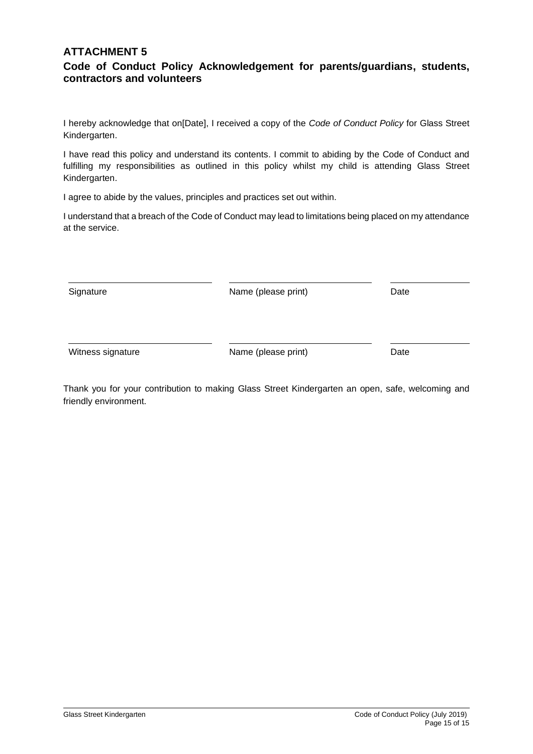# ATTACHMENT 5

## Code of Conduct Policy Acknowledgement for parents/guardians, students, contractors and volunteers

I hereby acknowledge that on[Date], I received a copy of the *Code of Conduct Policy* for Glass Street Kindergarten.

I have read this policy and understand its contents. I commit to abiding by the Code of Conduct and fulfilling my responsibilities as outlined in this policy whilst my child is attending Glass Street Kindergarten.

I agree to abide by the values, principles and practices set out within.

I understand that a breach of the Code of Conduct may lead to limitations being placed on my attendance at the service.

| | | |
|---|---|---|
| Signature | Name (please print) | Date |
| Witness signature | Name (please print) | Date |

Thank you for your contribution to making Glass Street Kindergarten an open, safe, welcoming and friendly environment.